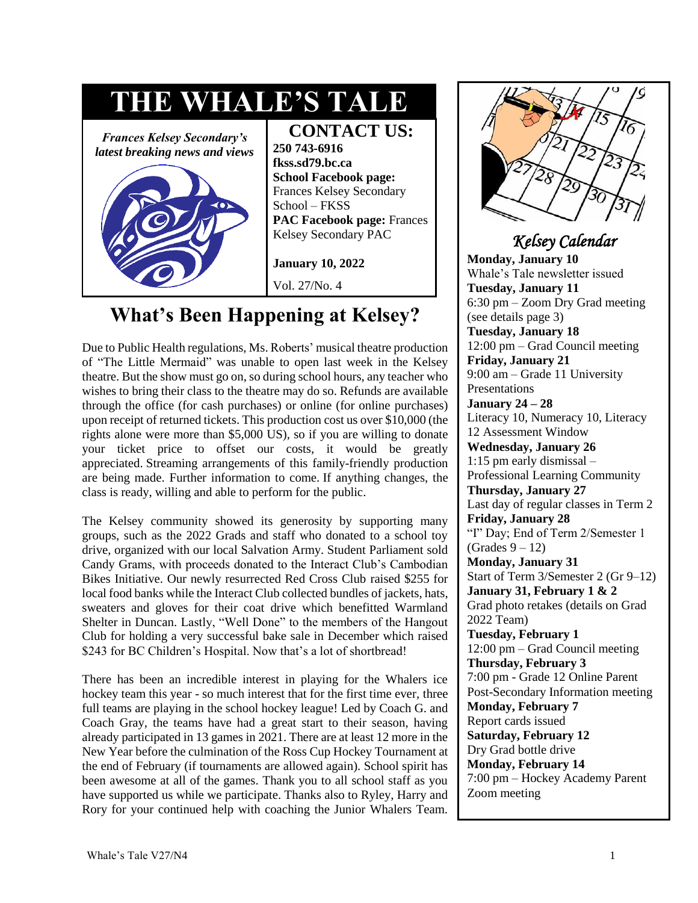# THE WHALE'S TALE

*Frances Kelsey Secondary's latest breaking news and views*

**CONTACT US:**
**250 743-6916**
**fkss.sd79.bc.ca**
**School Facebook page:** Frances Kelsey Secondary School – FKSS
**PAC Facebook page:** Frances Kelsey Secondary PAC

**January 10, 2022**

Vol. 27/No. 4

## What's Been Happening at Kelsey?

Due to Public Health regulations, Ms. Roberts' musical theatre production of "The Little Mermaid" was unable to open last week in the Kelsey theatre. But the show must go on, so during school hours, any teacher who wishes to bring their class to the theatre may do so. Refunds are available through the office (for cash purchases) or online (for online purchases) upon receipt of returned tickets. This production cost us over $10,000 (the rights alone were more than $5,000 US), so if you are willing to donate your ticket price to offset our costs, it would be greatly appreciated. Streaming arrangements of this family-friendly production are being made. Further information to come. If anything changes, the class is ready, willing and able to perform for the public.

The Kelsey community showed its generosity by supporting many groups, such as the 2022 Grads and staff who donated to a school toy drive, organized with our local Salvation Army. Student Parliament sold Candy Grams, with proceeds donated to the Interact Club's Cambodian Bikes Initiative. Our newly resurrected Red Cross Club raised $255 for local food banks while the Interact Club collected bundles of jackets, hats, sweaters and gloves for their coat drive which benefitted Warmland Shelter in Duncan. Lastly, "Well Done" to the members of the Hangout Club for holding a very successful bake sale in December which raised $243 for BC Children's Hospital. Now that's a lot of shortbread!

There has been an incredible interest in playing for the Whalers ice hockey team this year - so much interest that for the first time ever, three full teams are playing in the school hockey league! Led by Coach G. and Coach Gray, the teams have had a great start to their season, having already participated in 13 games in 2021. There are at least 12 more in the New Year before the culmination of the Ross Cup Hockey Tournament at the end of February (if tournaments are allowed again). School spirit has been awesome at all of the games. Thank you to all school staff as you have supported us while we participate. Thanks also to Ryley, Harry and Rory for your continued help with coaching the Junior Whalers Team.

### *Kelsey Calendar*

**Monday, January 10**
Whale's Tale newsletter issued

**Tuesday, January 11**
6:30 pm – Zoom Dry Grad meeting (see details page 3)

**Tuesday, January 18**
12:00 pm – Grad Council meeting

**Friday, January 21**
9:00 am – Grade 11 University Presentations

**January 24 – 28**
Literacy 10, Numeracy 10, Literacy 12 Assessment Window

**Wednesday, January 26**
1:15 pm early dismissal – Professional Learning Community

**Thursday, January 27**
Last day of regular classes in Term 2

**Friday, January 28**
"I" Day; End of Term 2/Semester 1 (Grades 9 – 12)

**Monday, January 31**
Start of Term 3/Semester 2 (Gr 9–12)

**January 31, February 1 & 2**
Grad photo retakes (details on Grad 2022 Team)

**Tuesday, February 1**
12:00 pm – Grad Council meeting

**Thursday, February 3**
7:00 pm - Grade 12 Online Parent Post-Secondary Information meeting

**Monday, February 7**
Report cards issued

**Saturday, February 12**
Dry Grad bottle drive

**Monday, February 14**
7:00 pm – Hockey Academy Parent Zoom meeting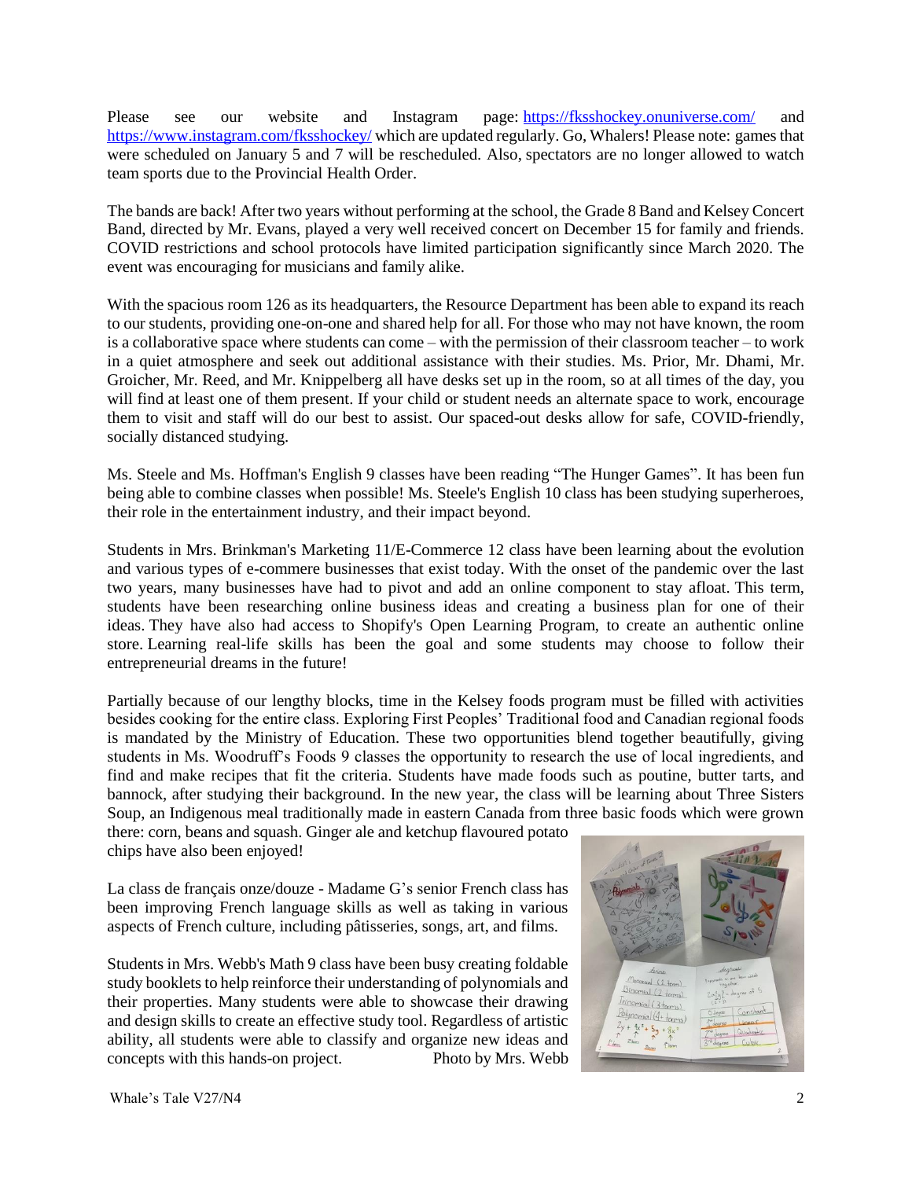Please see our website and Instagram page: https://fksshockey.onuniverse.com/ and https://www.instagram.com/fksshockey/ which are updated regularly. Go, Whalers! Please note: games that were scheduled on January 5 and 7 will be rescheduled. Also, spectators are no longer allowed to watch team sports due to the Provincial Health Order.

The bands are back! After two years without performing at the school, the Grade 8 Band and Kelsey Concert Band, directed by Mr. Evans, played a very well received concert on December 15 for family and friends. COVID restrictions and school protocols have limited participation significantly since March 2020. The event was encouraging for musicians and family alike.

With the spacious room 126 as its headquarters, the Resource Department has been able to expand its reach to our students, providing one-on-one and shared help for all. For those who may not have known, the room is a collaborative space where students can come – with the permission of their classroom teacher – to work in a quiet atmosphere and seek out additional assistance with their studies. Ms. Prior, Mr. Dhami, Mr. Groicher, Mr. Reed, and Mr. Knippelberg all have desks set up in the room, so at all times of the day, you will find at least one of them present. If your child or student needs an alternate space to work, encourage them to visit and staff will do our best to assist. Our spaced-out desks allow for safe, COVID-friendly, socially distanced studying.

Ms. Steele and Ms. Hoffman's English 9 classes have been reading "The Hunger Games". It has been fun being able to combine classes when possible! Ms. Steele's English 10 class has been studying superheroes, their role in the entertainment industry, and their impact beyond.

Students in Mrs. Brinkman's Marketing 11/E-Commerce 12 class have been learning about the evolution and various types of e-commere businesses that exist today. With the onset of the pandemic over the last two years, many businesses have had to pivot and add an online component to stay afloat. This term, students have been researching online business ideas and creating a business plan for one of their ideas. They have also had access to Shopify's Open Learning Program, to create an authentic online store. Learning real-life skills has been the goal and some students may choose to follow their entrepreneurial dreams in the future!

Partially because of our lengthy blocks, time in the Kelsey foods program must be filled with activities besides cooking for the entire class. Exploring First Peoples' Traditional food and Canadian regional foods is mandated by the Ministry of Education. These two opportunities blend together beautifully, giving students in Ms. Woodruff's Foods 9 classes the opportunity to research the use of local ingredients, and find and make recipes that fit the criteria. Students have made foods such as poutine, butter tarts, and bannock, after studying their background. In the new year, the class will be learning about Three Sisters Soup, an Indigenous meal traditionally made in eastern Canada from three basic foods which were grown there: corn, beans and squash. Ginger ale and ketchup flavoured potato chips have also been enjoyed!

La class de français onze/douze - Madame G's senior French class has been improving French language skills as well as taking in various aspects of French culture, including pâtisseries, songs, art, and films.

Students in Mrs. Webb's Math 9 class have been busy creating foldable study booklets to help reinforce their understanding of polynomials and their properties. Many students were able to showcase their drawing and design skills to create an effective study tool. Regardless of artistic ability, all students were able to classify and organize new ideas and concepts with this hands-on project.

Photo by Mrs. Webb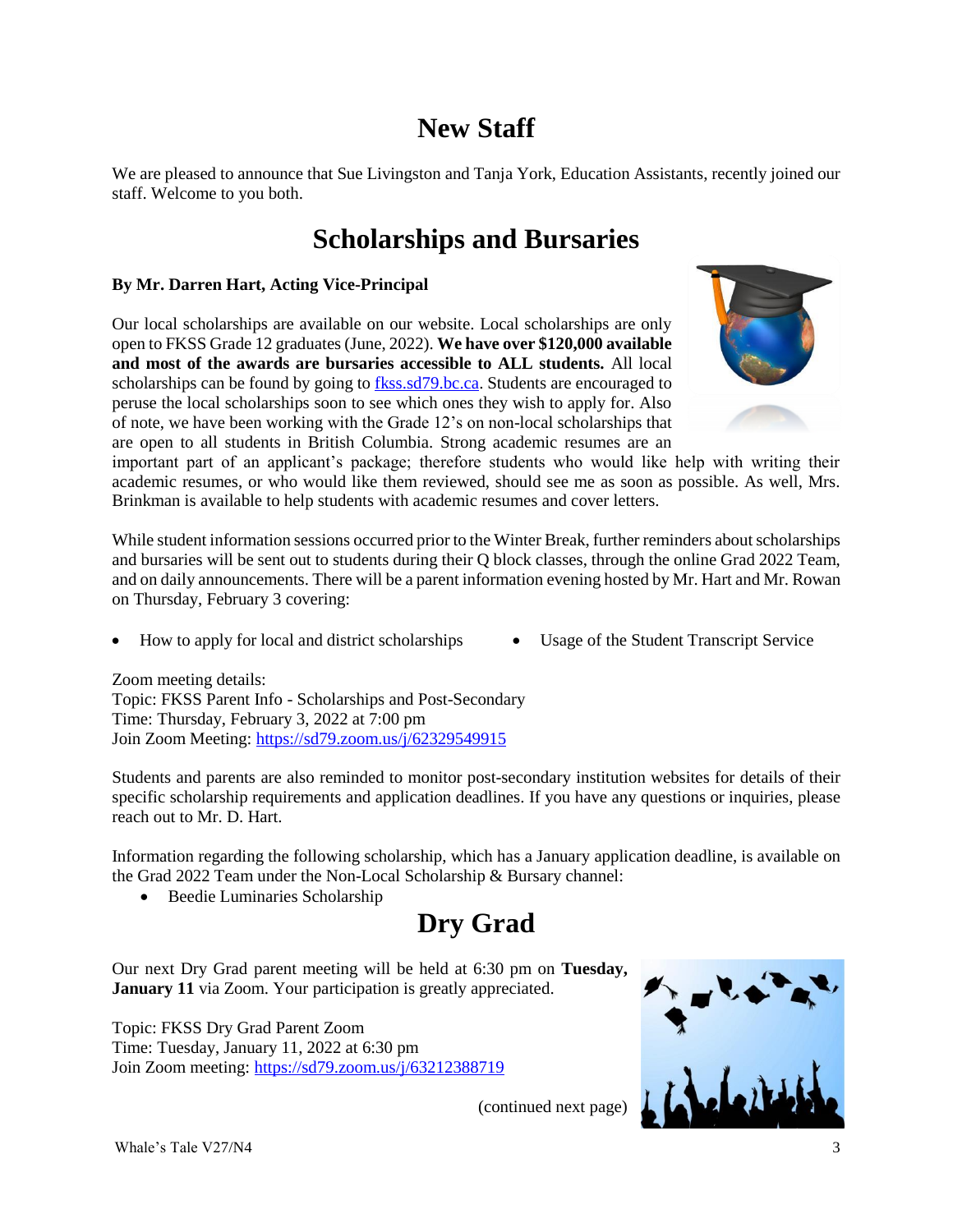# New Staff

We are pleased to announce that Sue Livingston and Tanja York, Education Assistants, recently joined our staff. Welcome to you both.

# Scholarships and Bursaries

**By Mr. Darren Hart, Acting Vice-Principal**

Our local scholarships are available on our website. Local scholarships are only open to FKSS Grade 12 graduates (June, 2022). **We have over $120,000 available and most of the awards are bursaries accessible to ALL students.** All local scholarships can be found by going to [fkss.sd79.bc.ca](fkss.sd79.bc.ca). Students are encouraged to peruse the local scholarships soon to see which ones they wish to apply for. Also of note, we have been working with the Grade 12's on non-local scholarships that are open to all students in British Columbia. Strong academic resumes are an important part of an applicant's package; therefore students who would like help with writing their academic resumes, or who would like them reviewed, should see me as soon as possible. As well, Mrs. Brinkman is available to help students with academic resumes and cover letters.

While student information sessions occurred prior to the Winter Break, further reminders about scholarships and bursaries will be sent out to students during their Q block classes, through the online Grad 2022 Team, and on daily announcements. There will be a parent information evening hosted by Mr. Hart and Mr. Rowan on Thursday, February 3 covering:

- How to apply for local and district scholarships
- Usage of the Student Transcript Service

Zoom meeting details:
Topic: FKSS Parent Info - Scholarships and Post-Secondary
Time: Thursday, February 3, 2022 at 7:00 pm
Join Zoom Meeting: [https://sd79.zoom.us/j/62329549915](https://sd79.zoom.us/j/62329549915)

Students and parents are also reminded to monitor post-secondary institution websites for details of their specific scholarship requirements and application deadlines. If you have any questions or inquiries, please reach out to Mr. D. Hart.

Information regarding the following scholarship, which has a January application deadline, is available on the Grad 2022 Team under the Non-Local Scholarship & Bursary channel:

- Beedie Luminaries Scholarship

# Dry Grad

Our next Dry Grad parent meeting will be held at 6:30 pm on **Tuesday, January 11** via Zoom. Your participation is greatly appreciated.

Topic: FKSS Dry Grad Parent Zoom
Time: Tuesday, January 11, 2022 at 6:30 pm
Join Zoom meeting: [https://sd79.zoom.us/j/63212388719](https://sd79.zoom.us/j/63212388719)

(continued next page)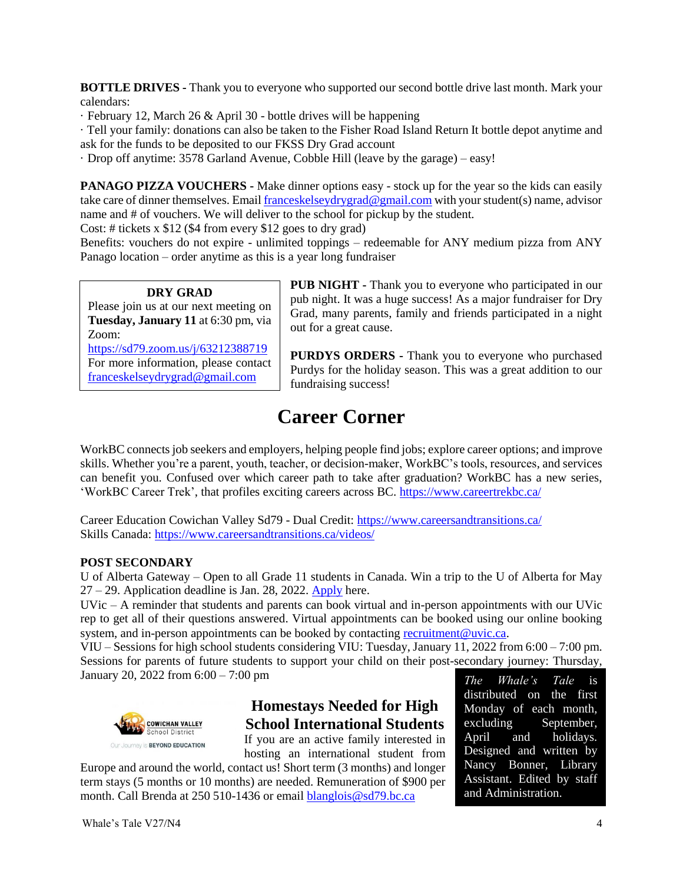**BOTTLE DRIVES -** Thank you to everyone who supported our second bottle drive last month. Mark your calendars:

· February 12, March 26 & April 30 - bottle drives will be happening

· Tell your family: donations can also be taken to the Fisher Road Island Return It bottle depot anytime and ask for the funds to be deposited to our FKSS Dry Grad account

· Drop off anytime: 3578 Garland Avenue, Cobble Hill (leave by the garage) – easy!

**PANAGO PIZZA VOUCHERS -** Make dinner options easy - stock up for the year so the kids can easily take care of dinner themselves. Email franceskelseydrygrad@gmail.com with your student(s) name, advisor name and # of vouchers. We will deliver to the school for pickup by the student.

Cost: # tickets x $12 ($4 from every $12 goes to dry grad)

Benefits: vouchers do not expire - unlimited toppings – redeemable for ANY medium pizza from ANY Panago location – order anytime as this is a year long fundraiser

**DRY GRAD**

Please join us at our next meeting on **Tuesday, January 11** at 6:30 pm, via Zoom:
https://sd79.zoom.us/j/63212388719
For more information, please contact franceskelseydrygrad@gmail.com

**PUB NIGHT -** Thank you to everyone who participated in our pub night. It was a huge success! As a major fundraiser for Dry Grad, many parents, family and friends participated in a night out for a great cause.

**PURDYS ORDERS -** Thank you to everyone who purchased Purdys for the holiday season. This was a great addition to our fundraising success!

# Career Corner

WorkBC connects job seekers and employers, helping people find jobs; explore career options; and improve skills. Whether you're a parent, youth, teacher, or decision-maker, WorkBC's tools, resources, and services can benefit you. Confused over which career path to take after graduation? WorkBC has a new series, 'WorkBC Career Trek', that profiles exciting careers across BC. https://www.careertrekbc.ca/

Career Education Cowichan Valley Sd79 - Dual Credit: https://www.careersandtransitions.ca/
Skills Canada: https://www.careersandtransitions.ca/videos/

**POST SECONDARY**

U of Alberta Gateway – Open to all Grade 11 students in Canada. Win a trip to the U of Alberta for May 27 – 29. Application deadline is Jan. 28, 2022. Apply here.

UVic – A reminder that students and parents can book virtual and in-person appointments with our UVic rep to get all of their questions answered. Virtual appointments can be booked using our online booking system, and in-person appointments can be booked by contacting recruitment@uvic.ca.

VIU – Sessions for high school students considering VIU: Tuesday, January 11, 2022 from 6:00 – 7:00 pm. Sessions for parents of future students to support your child on their post-secondary journey: Thursday, January 20, 2022 from 6:00 – 7:00 pm

COWICHAN VALLEY School District
Our Journey is BEYOND EDUCATION

## Homestays Needed for High School International Students

If you are an active family interested in hosting an international student from Europe and around the world, contact us! Short term (3 months) and longer term stays (5 months or 10 months) are needed. Remuneration of $900 per month. Call Brenda at 250 510-1436 or email blanglois@sd79.bc.ca

*The Whale's Tale* is distributed on the first Monday of each month, excluding September, April and holidays. Designed and written by Nancy Bonner, Library Assistant. Edited by staff and Administration.